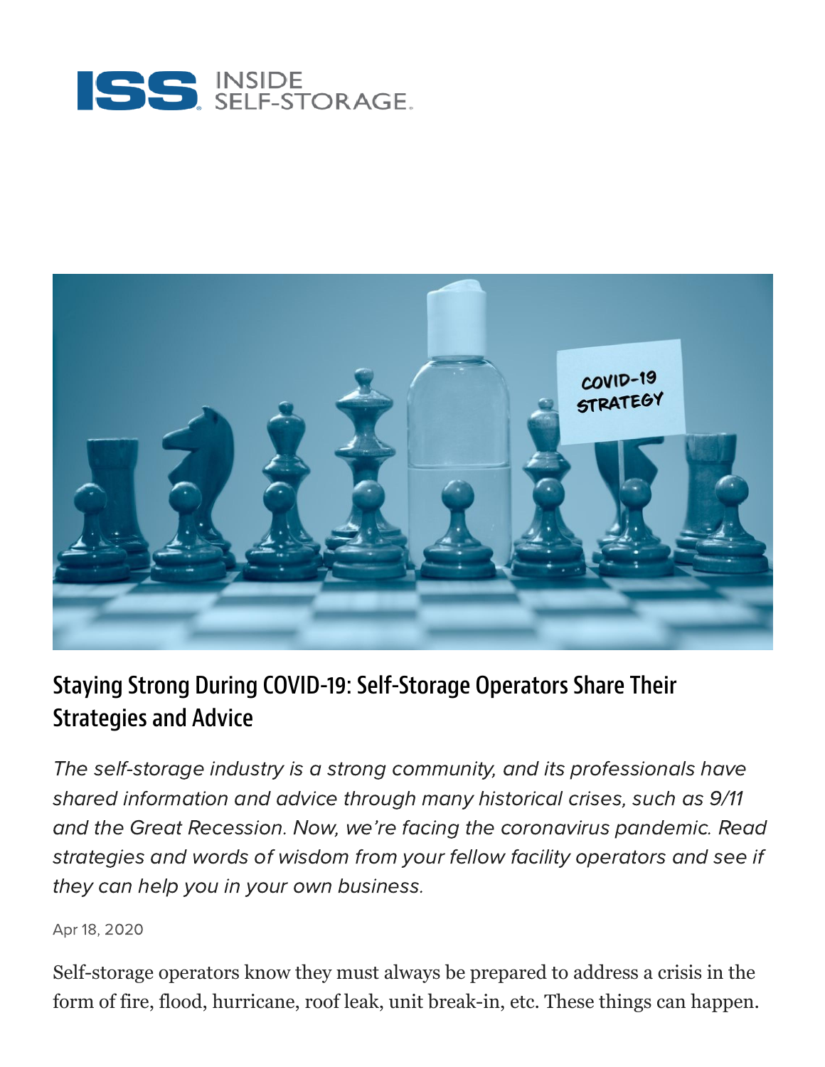# Staying Strong During COVID-19: Self-Storage Operators Share Their Strategies and Advice

*The self-storage industry is a strong community, and its professionals have shared information and advice through many historical crises, such as 9/11 and the Great Recession. Now, we're facing the coronavirus pandemic. Read strategies and words of wisdom from your fellow facility operators and see if they can help you in your own business.*

Apr 18, 2020

Self-storage operators know they must always be prepared to address a crisis in the form of fire, flood, hurricane, roof leak, unit break-in, etc. These things can happen.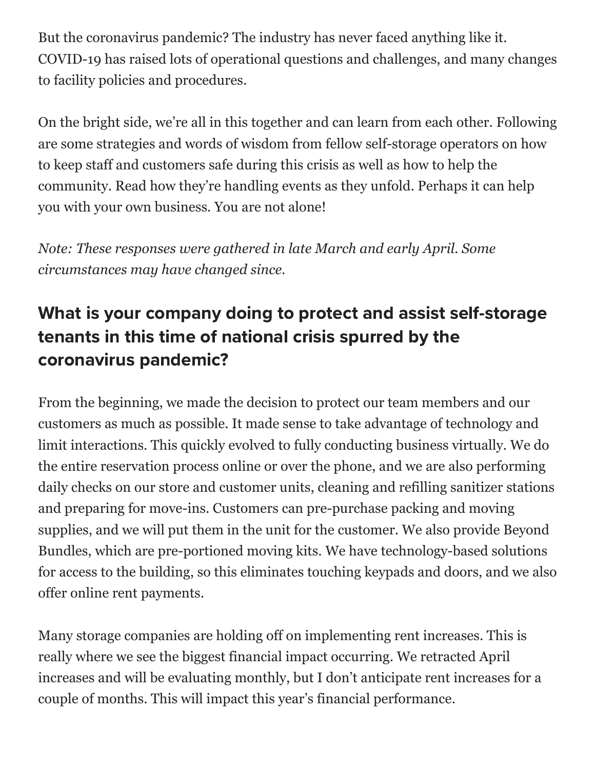But the coronavirus pandemic? The industry has never faced anything like it. COVID-19 has raised lots of operational questions and challenges, and many changes to facility policies and procedures.

On the bright side, we're all in this together and can learn from each other. Following are some strategies and words of wisdom from fellow self-storage operators on how to keep staff and customers safe during this crisis as well as how to help the community. Read how they're handling events as they unfold. Perhaps it can help you with your own business. You are not alone!

*Note: These responses were gathered in late March and early April. Some circumstances may have changed since.*

## What is your company doing to protect and assist self-storage tenants in this time of national crisis spurred by the coronavirus pandemic?

From the beginning, we made the decision to protect our team members and our customers as much as possible. It made sense to take advantage of technology and limit interactions. This quickly evolved to fully conducting business virtually. We do the entire reservation process online or over the phone, and we are also performing daily checks on our store and customer units, cleaning and refilling sanitizer stations and preparing for move-ins. Customers can pre-purchase packing and moving supplies, and we will put them in the unit for the customer. We also provide Beyond Bundles, which are pre-portioned moving kits. We have technology-based solutions for access to the building, so this eliminates touching keypads and doors, and we also offer online rent payments.

Many storage companies are holding off on implementing rent increases. This is really where we see the biggest financial impact occurring. We retracted April increases and will be evaluating monthly, but I don't anticipate rent increases for a couple of months. This will impact this year's financial performance.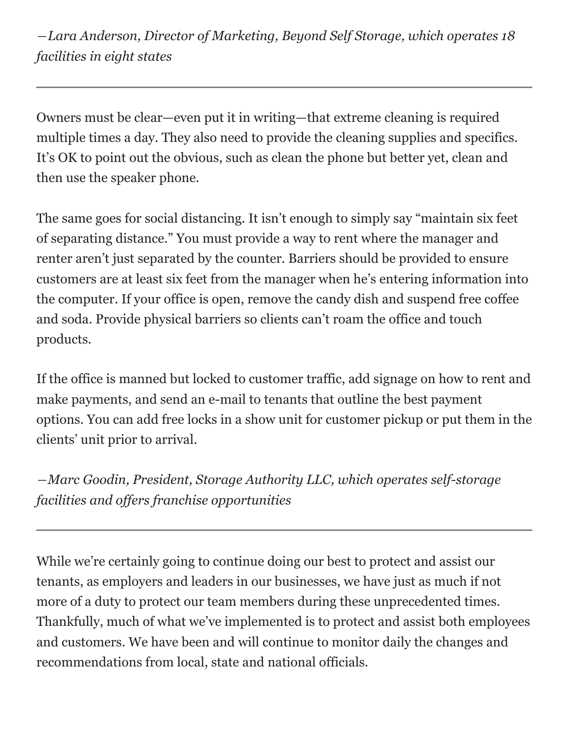*—Lara Anderson, Director of Marketing, Beyond Self Storage, which operates 18 facilities in eight states*

---

Owners must be clear—even put it in writing—that extreme cleaning is required multiple times a day. They also need to provide the cleaning supplies and specifics. It's OK to point out the obvious, such as clean the phone but better yet, clean and then use the speaker phone.

The same goes for social distancing. It isn't enough to simply say "maintain six feet of separating distance." You must provide a way to rent where the manager and renter aren't just separated by the counter. Barriers should be provided to ensure customers are at least six feet from the manager when he's entering information into the computer. If your office is open, remove the candy dish and suspend free coffee and soda. Provide physical barriers so clients can't roam the office and touch products.

If the office is manned but locked to customer traffic, add signage on how to rent and make payments, and send an e-mail to tenants that outline the best payment options. You can add free locks in a show unit for customer pickup or put them in the clients' unit prior to arrival.

*—Marc Goodin, President, Storage Authority LLC, which operates self-storage facilities and offers franchise opportunities*

---

While we're certainly going to continue doing our best to protect and assist our tenants, as employers and leaders in our businesses, we have just as much if not more of a duty to protect our team members during these unprecedented times. Thankfully, much of what we've implemented is to protect and assist both employees and customers. We have been and will continue to monitor daily the changes and recommendations from local, state and national officials.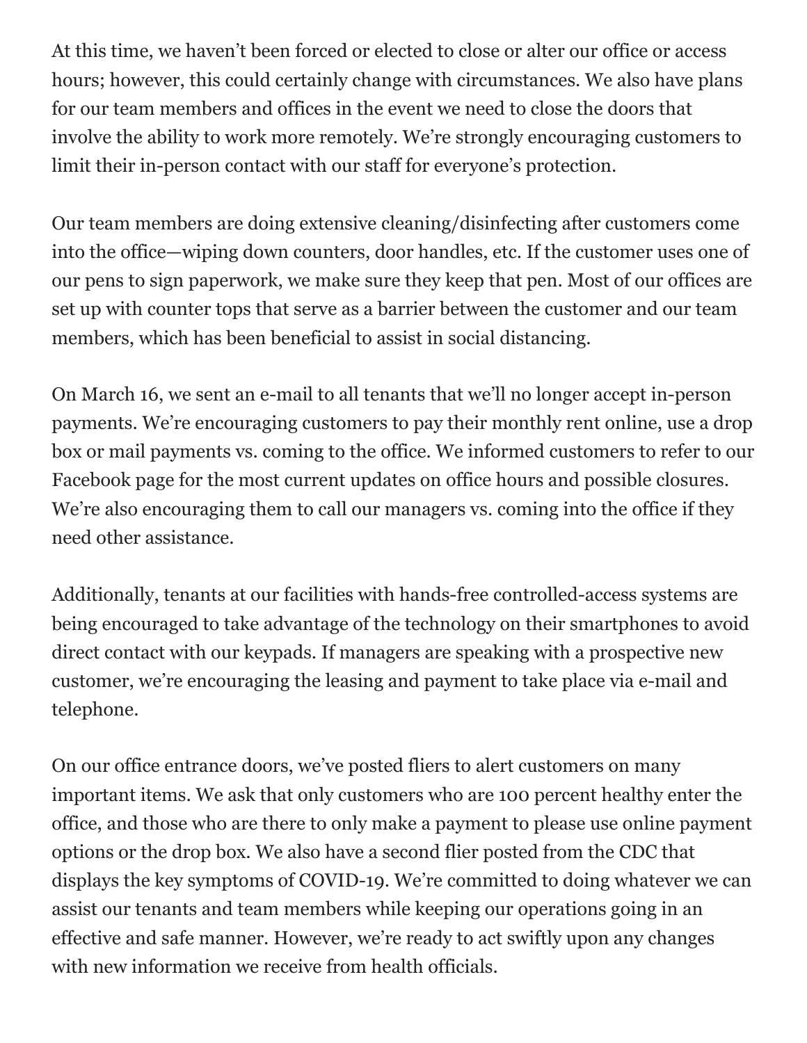At this time, we haven't been forced or elected to close or alter our office or access hours; however, this could certainly change with circumstances. We also have plans for our team members and offices in the event we need to close the doors that involve the ability to work more remotely. We're strongly encouraging customers to limit their in-person contact with our staff for everyone's protection.

Our team members are doing extensive cleaning/disinfecting after customers come into the office—wiping down counters, door handles, etc. If the customer uses one of our pens to sign paperwork, we make sure they keep that pen. Most of our offices are set up with counter tops that serve as a barrier between the customer and our team members, which has been beneficial to assist in social distancing.

On March 16, we sent an e-mail to all tenants that we'll no longer accept in-person payments. We're encouraging customers to pay their monthly rent online, use a drop box or mail payments vs. coming to the office. We informed customers to refer to our Facebook page for the most current updates on office hours and possible closures. We're also encouraging them to call our managers vs. coming into the office if they need other assistance.

Additionally, tenants at our facilities with hands-free controlled-access systems are being encouraged to take advantage of the technology on their smartphones to avoid direct contact with our keypads. If managers are speaking with a prospective new customer, we're encouraging the leasing and payment to take place via e-mail and telephone.

On our office entrance doors, we've posted fliers to alert customers on many important items. We ask that only customers who are 100 percent healthy enter the office, and those who are there to only make a payment to please use online payment options or the drop box. We also have a second flier posted from the CDC that displays the key symptoms of COVID-19. We're committed to doing whatever we can assist our tenants and team members while keeping our operations going in an effective and safe manner. However, we're ready to act swiftly upon any changes with new information we receive from health officials.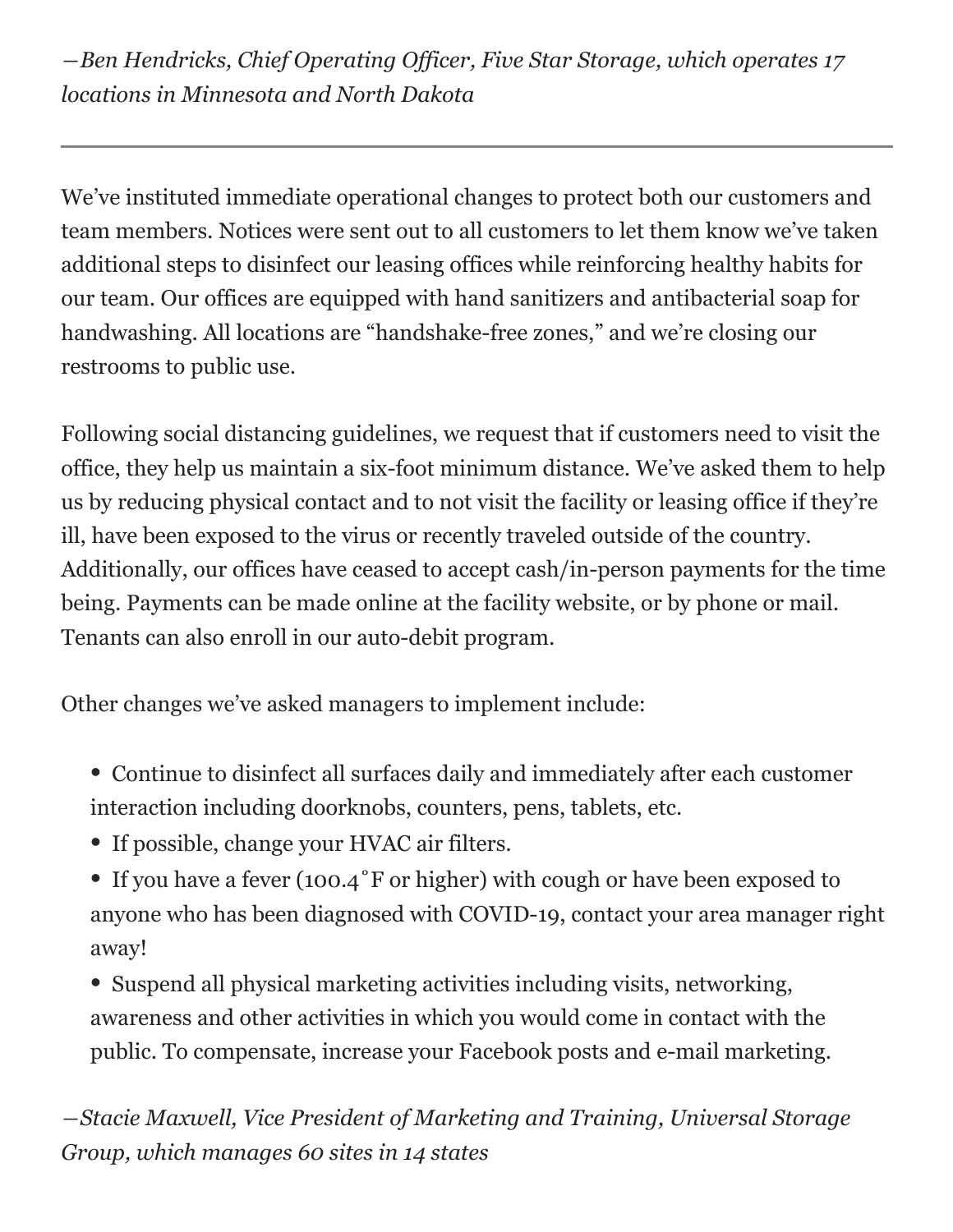*—Ben Hendricks, Chief Operating Officer, Five Star Storage, which operates 17 locations in Minnesota and North Dakota*

---

We've instituted immediate operational changes to protect both our customers and team members. Notices were sent out to all customers to let them know we've taken additional steps to disinfect our leasing offices while reinforcing healthy habits for our team. Our offices are equipped with hand sanitizers and antibacterial soap for handwashing. All locations are "handshake-free zones," and we're closing our restrooms to public use.

Following social distancing guidelines, we request that if customers need to visit the office, they help us maintain a six-foot minimum distance. We've asked them to help us by reducing physical contact and to not visit the facility or leasing office if they're ill, have been exposed to the virus or recently traveled outside of the country. Additionally, our offices have ceased to accept cash/in-person payments for the time being. Payments can be made online at the facility website, or by phone or mail. Tenants can also enroll in our auto-debit program.

Other changes we've asked managers to implement include:

- Continue to disinfect all surfaces daily and immediately after each customer interaction including doorknobs, counters, pens, tablets, etc.
- If possible, change your HVAC air filters.
- If you have a fever (100.4˚F or higher) with cough or have been exposed to anyone who has been diagnosed with COVID-19, contact your area manager right away!
- Suspend all physical marketing activities including visits, networking, awareness and other activities in which you would come in contact with the public. To compensate, increase your Facebook posts and e-mail marketing.

*—Stacie Maxwell, Vice President of Marketing and Training, Universal Storage Group, which manages 60 sites in 14 states*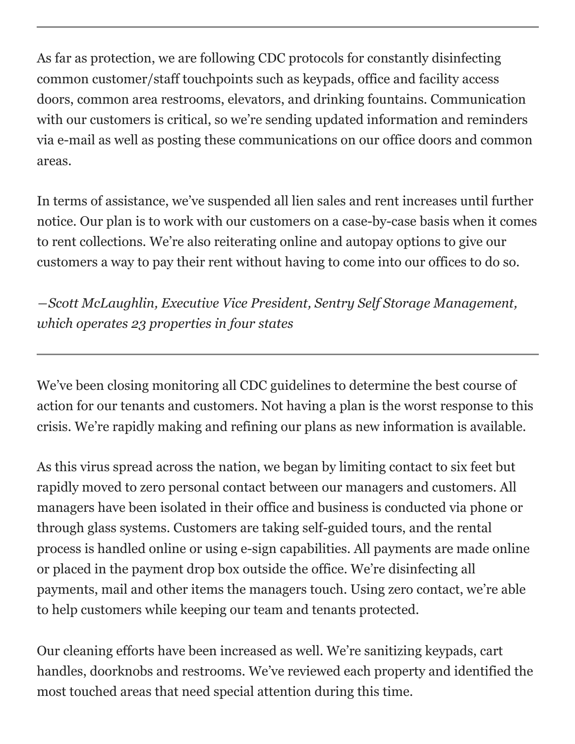---

As far as protection, we are following CDC protocols for constantly disinfecting common customer/staff touchpoints such as keypads, office and facility access doors, common area restrooms, elevators, and drinking fountains. Communication with our customers is critical, so we're sending updated information and reminders via e-mail as well as posting these communications on our office doors and common areas.

In terms of assistance, we've suspended all lien sales and rent increases until further notice. Our plan is to work with our customers on a case-by-case basis when it comes to rent collections. We're also reiterating online and autopay options to give our customers a way to pay their rent without having to come into our offices to do so.

*—Scott McLaughlin, Executive Vice President, Sentry Self Storage Management, which operates 23 properties in four states*

---

We've been closing monitoring all CDC guidelines to determine the best course of action for our tenants and customers. Not having a plan is the worst response to this crisis. We're rapidly making and refining our plans as new information is available.

As this virus spread across the nation, we began by limiting contact to six feet but rapidly moved to zero personal contact between our managers and customers. All managers have been isolated in their office and business is conducted via phone or through glass systems. Customers are taking self-guided tours, and the rental process is handled online or using e-sign capabilities. All payments are made online or placed in the payment drop box outside the office. We're disinfecting all payments, mail and other items the managers touch. Using zero contact, we're able to help customers while keeping our team and tenants protected.

Our cleaning efforts have been increased as well. We're sanitizing keypads, cart handles, doorknobs and restrooms. We've reviewed each property and identified the most touched areas that need special attention during this time.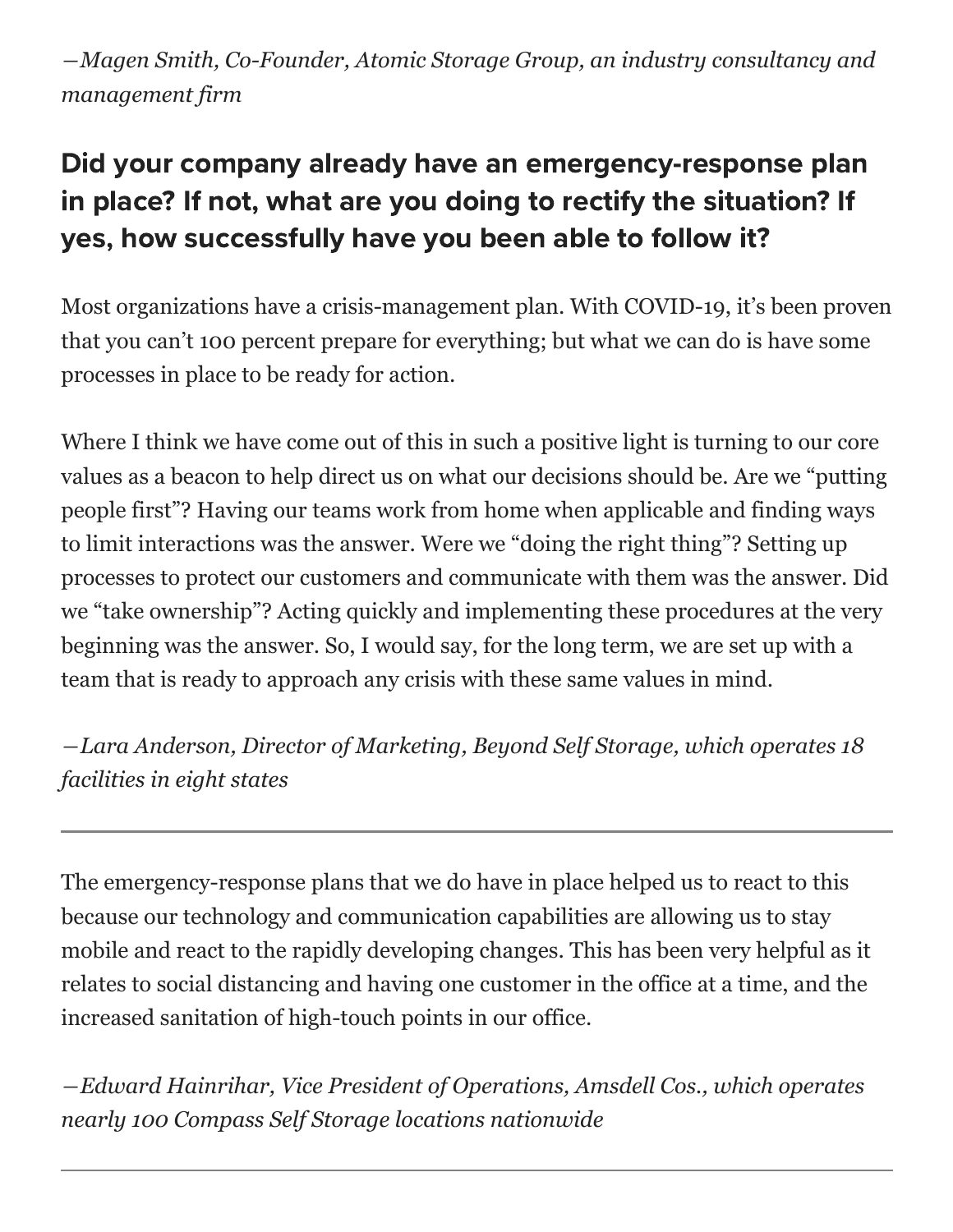*—Magen Smith, Co-Founder, Atomic Storage Group, an industry consultancy and management firm*

## Did your company already have an emergency-response plan in place? If not, what are you doing to rectify the situation? If yes, how successfully have you been able to follow it?

Most organizations have a crisis-management plan. With COVID-19, it's been proven that you can't 100 percent prepare for everything; but what we can do is have some processes in place to be ready for action.

Where I think we have come out of this in such a positive light is turning to our core values as a beacon to help direct us on what our decisions should be. Are we "putting people first"? Having our teams work from home when applicable and finding ways to limit interactions was the answer. Were we "doing the right thing"? Setting up processes to protect our customers and communicate with them was the answer. Did we "take ownership"? Acting quickly and implementing these procedures at the very beginning was the answer. So, I would say, for the long term, we are set up with a team that is ready to approach any crisis with these same values in mind.

*—Lara Anderson, Director of Marketing, Beyond Self Storage, which operates 18 facilities in eight states*

---

The emergency-response plans that we do have in place helped us to react to this because our technology and communication capabilities are allowing us to stay mobile and react to the rapidly developing changes. This has been very helpful as it relates to social distancing and having one customer in the office at a time, and the increased sanitation of high-touch points in our office.

*—Edward Hainrihar, Vice President of Operations, Amsdell Cos., which operates nearly 100 Compass Self Storage locations nationwide*

---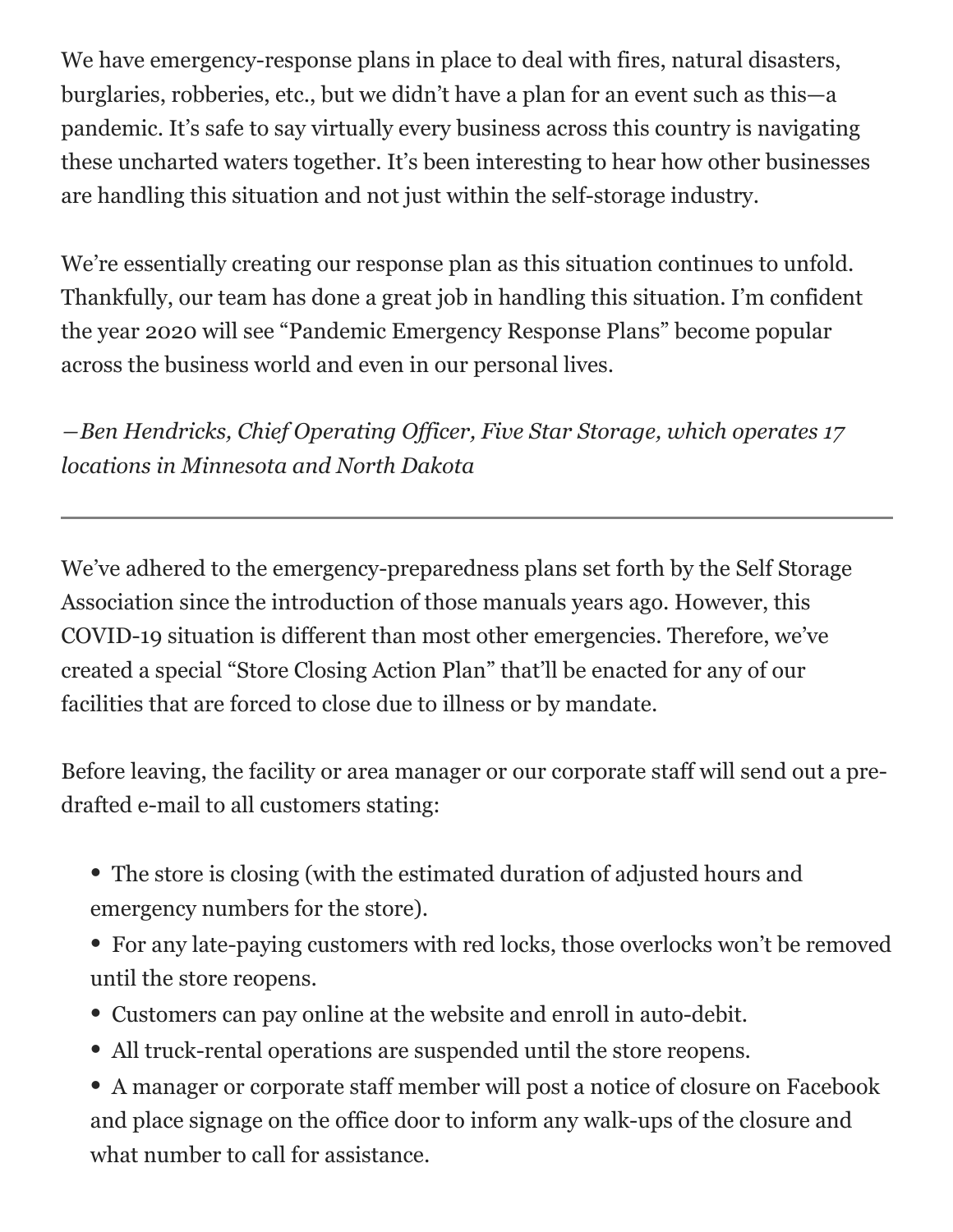We have emergency-response plans in place to deal with fires, natural disasters, burglaries, robberies, etc., but we didn't have a plan for an event such as this—a pandemic. It's safe to say virtually every business across this country is navigating these uncharted waters together. It's been interesting to hear how other businesses are handling this situation and not just within the self-storage industry.

We're essentially creating our response plan as this situation continues to unfold. Thankfully, our team has done a great job in handling this situation. I'm confident the year 2020 will see "Pandemic Emergency Response Plans" become popular across the business world and even in our personal lives.

*—Ben Hendricks, Chief Operating Officer, Five Star Storage, which operates 17 locations in Minnesota and North Dakota*

---

We've adhered to the emergency-preparedness plans set forth by the Self Storage Association since the introduction of those manuals years ago. However, this COVID-19 situation is different than most other emergencies. Therefore, we've created a special "Store Closing Action Plan" that'll be enacted for any of our facilities that are forced to close due to illness or by mandate.

Before leaving, the facility or area manager or our corporate staff will send out a pre-drafted e-mail to all customers stating:

- The store is closing (with the estimated duration of adjusted hours and emergency numbers for the store).
- For any late-paying customers with red locks, those overlocks won't be removed until the store reopens.
- Customers can pay online at the website and enroll in auto-debit.
- All truck-rental operations are suspended until the store reopens.
- A manager or corporate staff member will post a notice of closure on Facebook and place signage on the office door to inform any walk-ups of the closure and what number to call for assistance.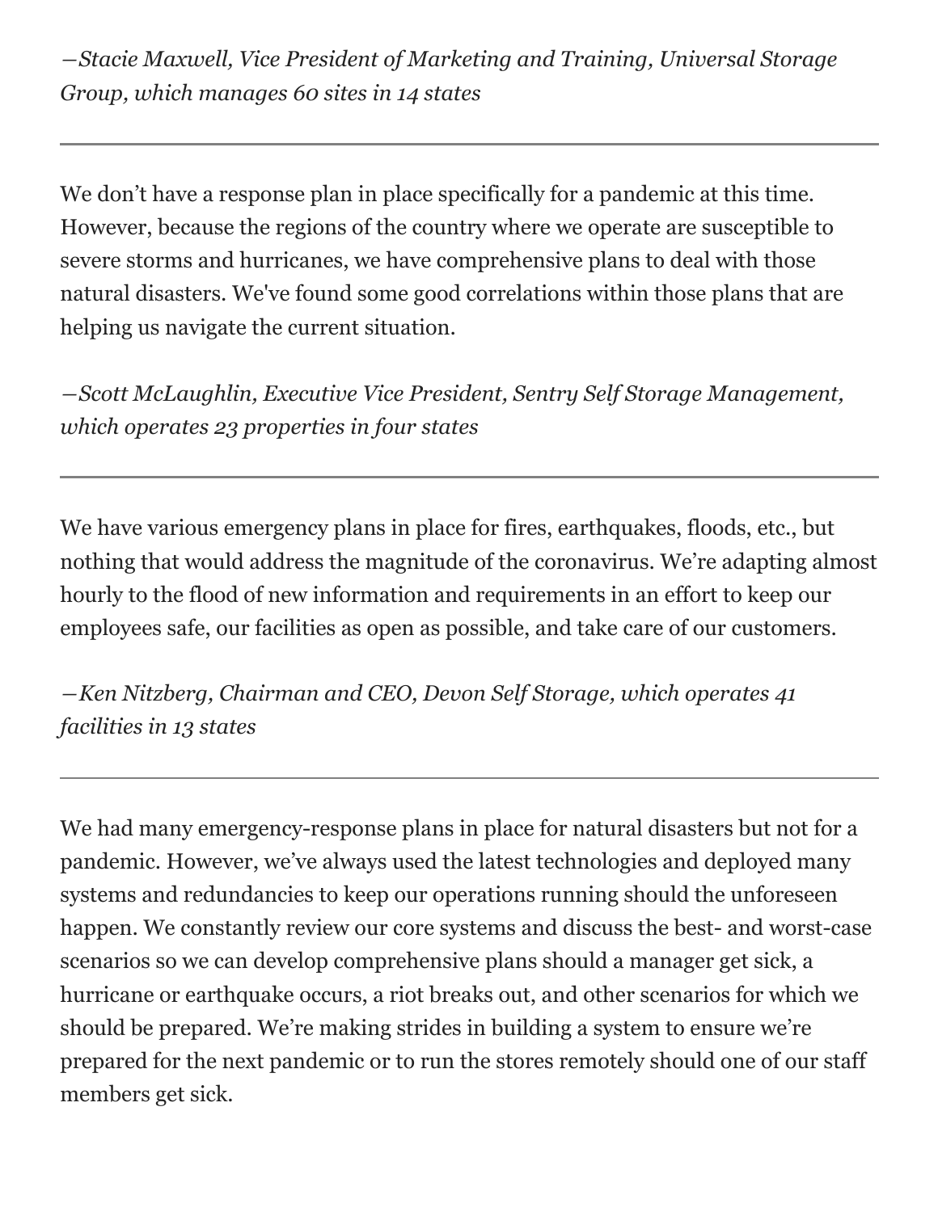*—Stacie Maxwell, Vice President of Marketing and Training, Universal Storage Group, which manages 60 sites in 14 states*

---

We don't have a response plan in place specifically for a pandemic at this time. However, because the regions of the country where we operate are susceptible to severe storms and hurricanes, we have comprehensive plans to deal with those natural disasters. We've found some good correlations within those plans that are helping us navigate the current situation.

*—Scott McLaughlin, Executive Vice President, Sentry Self Storage Management, which operates 23 properties in four states*

---

We have various emergency plans in place for fires, earthquakes, floods, etc., but nothing that would address the magnitude of the coronavirus. We're adapting almost hourly to the flood of new information and requirements in an effort to keep our employees safe, our facilities as open as possible, and take care of our customers.

*—Ken Nitzberg, Chairman and CEO, Devon Self Storage, which operates 41 facilities in 13 states*

---

We had many emergency-response plans in place for natural disasters but not for a pandemic. However, we've always used the latest technologies and deployed many systems and redundancies to keep our operations running should the unforeseen happen. We constantly review our core systems and discuss the best- and worst-case scenarios so we can develop comprehensive plans should a manager get sick, a hurricane or earthquake occurs, a riot breaks out, and other scenarios for which we should be prepared. We're making strides in building a system to ensure we're prepared for the next pandemic or to run the stores remotely should one of our staff members get sick.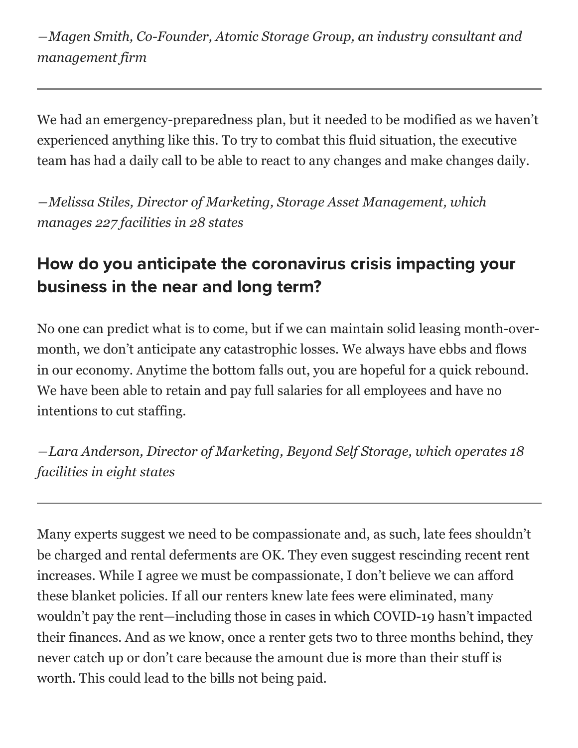*—Magen Smith, Co-Founder, Atomic Storage Group, an industry consultant and management firm*

---

We had an emergency-preparedness plan, but it needed to be modified as we haven't experienced anything like this. To try to combat this fluid situation, the executive team has had a daily call to be able to react to any changes and make changes daily.

*—Melissa Stiles, Director of Marketing, Storage Asset Management, which manages 227 facilities in 28 states*

## How do you anticipate the coronavirus crisis impacting your business in the near and long term?

No one can predict what is to come, but if we can maintain solid leasing month-over-month, we don't anticipate any catastrophic losses. We always have ebbs and flows in our economy. Anytime the bottom falls out, you are hopeful for a quick rebound. We have been able to retain and pay full salaries for all employees and have no intentions to cut staffing.

*—Lara Anderson, Director of Marketing, Beyond Self Storage, which operates 18 facilities in eight states*

---

Many experts suggest we need to be compassionate and, as such, late fees shouldn't be charged and rental deferments are OK. They even suggest rescinding recent rent increases. While I agree we must be compassionate, I don't believe we can afford these blanket policies. If all our renters knew late fees were eliminated, many wouldn't pay the rent—including those in cases in which COVID-19 hasn't impacted their finances. And as we know, once a renter gets two to three months behind, they never catch up or don't care because the amount due is more than their stuff is worth. This could lead to the bills not being paid.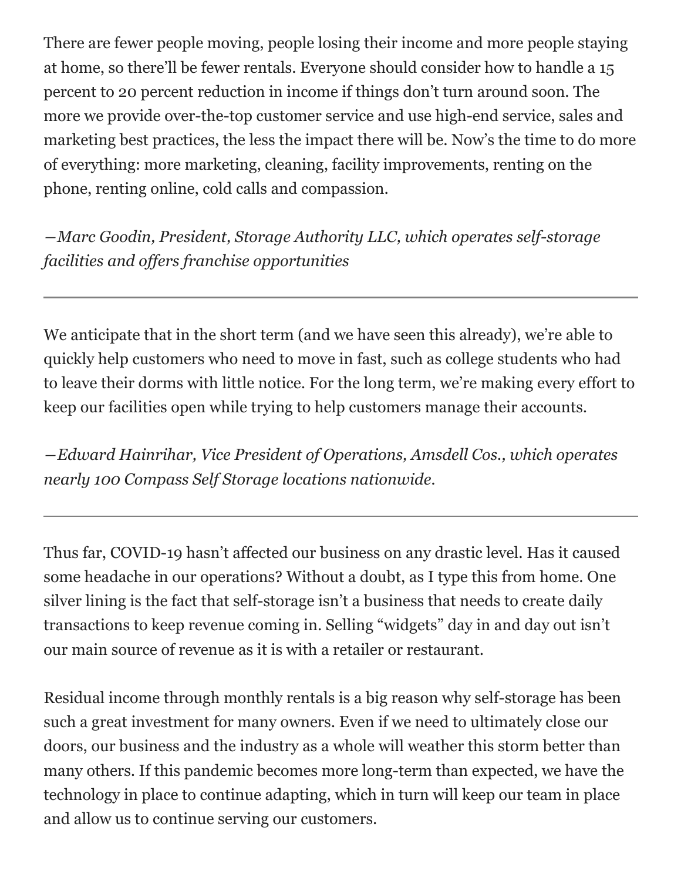There are fewer people moving, people losing their income and more people staying at home, so there'll be fewer rentals. Everyone should consider how to handle a 15 percent to 20 percent reduction in income if things don't turn around soon. The more we provide over-the-top customer service and use high-end service, sales and marketing best practices, the less the impact there will be. Now's the time to do more of everything: more marketing, cleaning, facility improvements, renting on the phone, renting online, cold calls and compassion.

*—Marc Goodin, President, Storage Authority LLC, which operates self-storage facilities and offers franchise opportunities*

---

We anticipate that in the short term (and we have seen this already), we're able to quickly help customers who need to move in fast, such as college students who had to leave their dorms with little notice. For the long term, we're making every effort to keep our facilities open while trying to help customers manage their accounts.

*—Edward Hainrihar, Vice President of Operations, Amsdell Cos., which operates nearly 100 Compass Self Storage locations nationwide.*

---

Thus far, COVID-19 hasn't affected our business on any drastic level. Has it caused some headache in our operations? Without a doubt, as I type this from home. One silver lining is the fact that self-storage isn't a business that needs to create daily transactions to keep revenue coming in. Selling "widgets" day in and day out isn't our main source of revenue as it is with a retailer or restaurant.

Residual income through monthly rentals is a big reason why self-storage has been such a great investment for many owners. Even if we need to ultimately close our doors, our business and the industry as a whole will weather this storm better than many others. If this pandemic becomes more long-term than expected, we have the technology in place to continue adapting, which in turn will keep our team in place and allow us to continue serving our customers.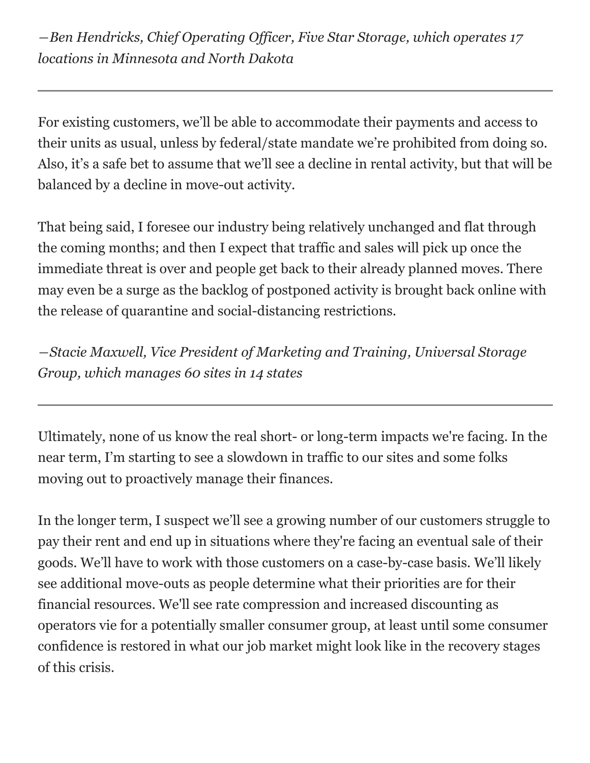*—Ben Hendricks, Chief Operating Officer, Five Star Storage, which operates 17 locations in Minnesota and North Dakota*

---

For existing customers, we'll be able to accommodate their payments and access to their units as usual, unless by federal/state mandate we're prohibited from doing so. Also, it's a safe bet to assume that we'll see a decline in rental activity, but that will be balanced by a decline in move-out activity.

That being said, I foresee our industry being relatively unchanged and flat through the coming months; and then I expect that traffic and sales will pick up once the immediate threat is over and people get back to their already planned moves. There may even be a surge as the backlog of postponed activity is brought back online with the release of quarantine and social-distancing restrictions.

*—Stacie Maxwell, Vice President of Marketing and Training, Universal Storage Group, which manages 60 sites in 14 states*

---

Ultimately, none of us know the real short- or long-term impacts we're facing. In the near term, I'm starting to see a slowdown in traffic to our sites and some folks moving out to proactively manage their finances.

In the longer term, I suspect we'll see a growing number of our customers struggle to pay their rent and end up in situations where they're facing an eventual sale of their goods. We'll have to work with those customers on a case-by-case basis. We'll likely see additional move-outs as people determine what their priorities are for their financial resources. We'll see rate compression and increased discounting as operators vie for a potentially smaller consumer group, at least until some consumer confidence is restored in what our job market might look like in the recovery stages of this crisis.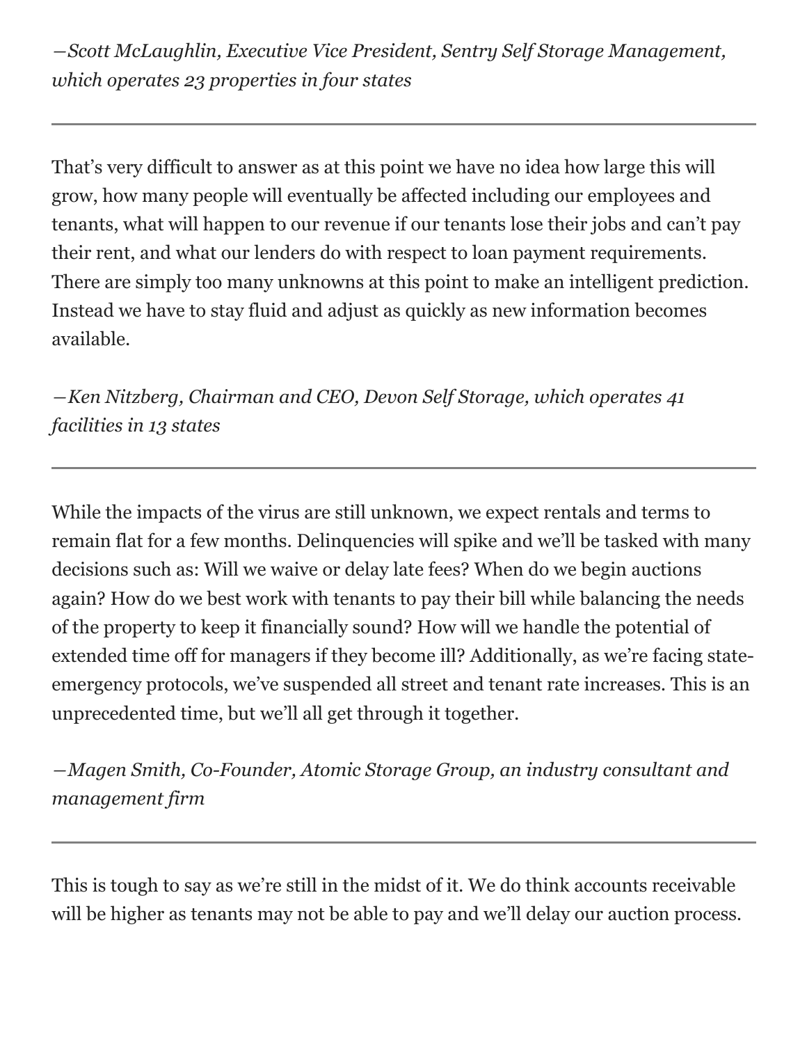*—Scott McLaughlin, Executive Vice President, Sentry Self Storage Management, which operates 23 properties in four states*

---

That's very difficult to answer as at this point we have no idea how large this will grow, how many people will eventually be affected including our employees and tenants, what will happen to our revenue if our tenants lose their jobs and can't pay their rent, and what our lenders do with respect to loan payment requirements. There are simply too many unknowns at this point to make an intelligent prediction. Instead we have to stay fluid and adjust as quickly as new information becomes available.

*—Ken Nitzberg, Chairman and CEO, Devon Self Storage, which operates 41 facilities in 13 states*

---

While the impacts of the virus are still unknown, we expect rentals and terms to remain flat for a few months. Delinquencies will spike and we'll be tasked with many decisions such as: Will we waive or delay late fees? When do we begin auctions again? How do we best work with tenants to pay their bill while balancing the needs of the property to keep it financially sound? How will we handle the potential of extended time off for managers if they become ill? Additionally, as we're facing state-emergency protocols, we've suspended all street and tenant rate increases. This is an unprecedented time, but we'll all get through it together.

*—Magen Smith, Co-Founder, Atomic Storage Group, an industry consultant and management firm*

---

This is tough to say as we're still in the midst of it. We do think accounts receivable will be higher as tenants may not be able to pay and we'll delay our auction process.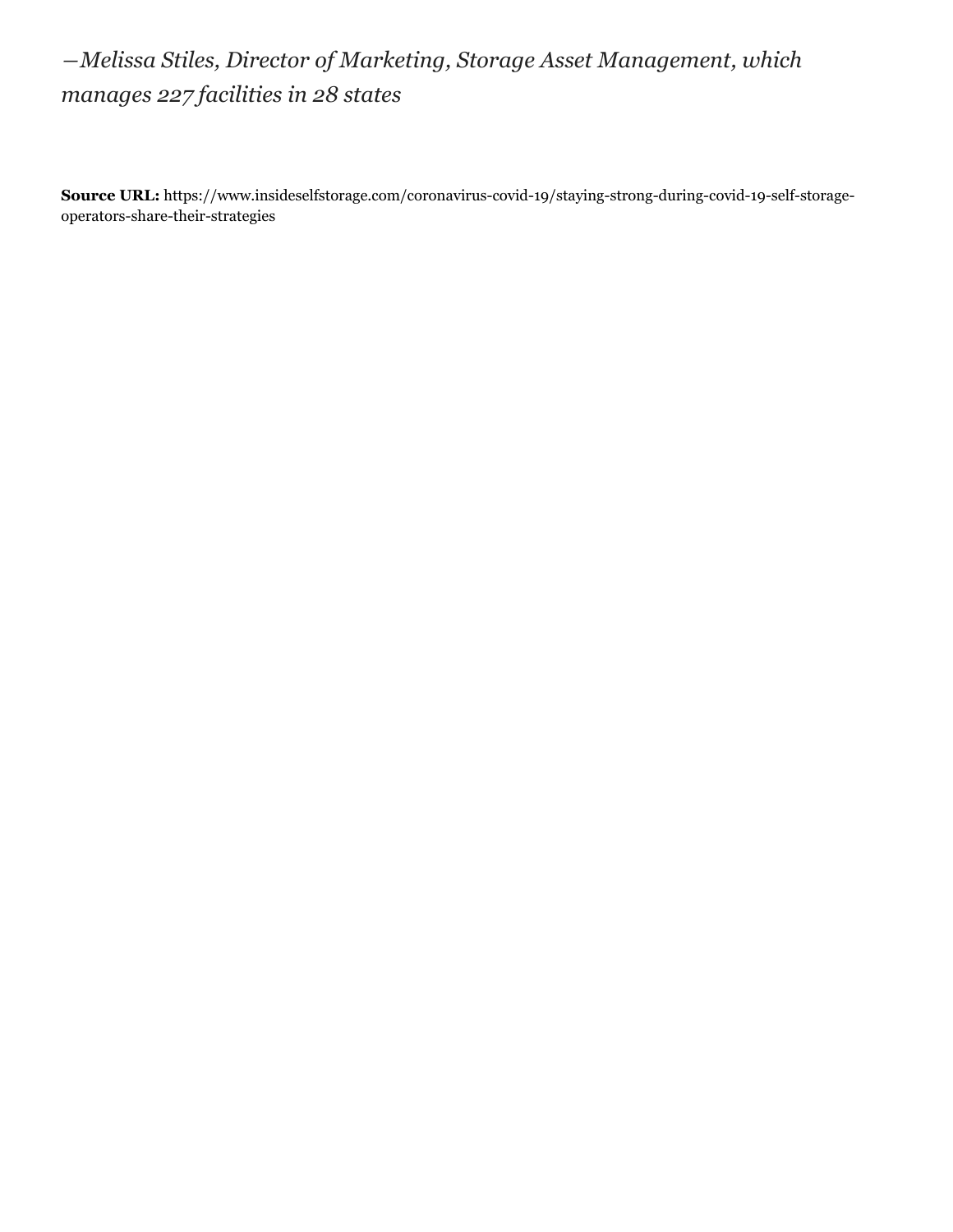*—Melissa Stiles, Director of Marketing, Storage Asset Management, which manages 227 facilities in 28 states*

**Source URL:** https://www.insideselfstorage.com/coronavirus-covid-19/staying-strong-during-covid-19-self-storage-operators-share-their-strategies